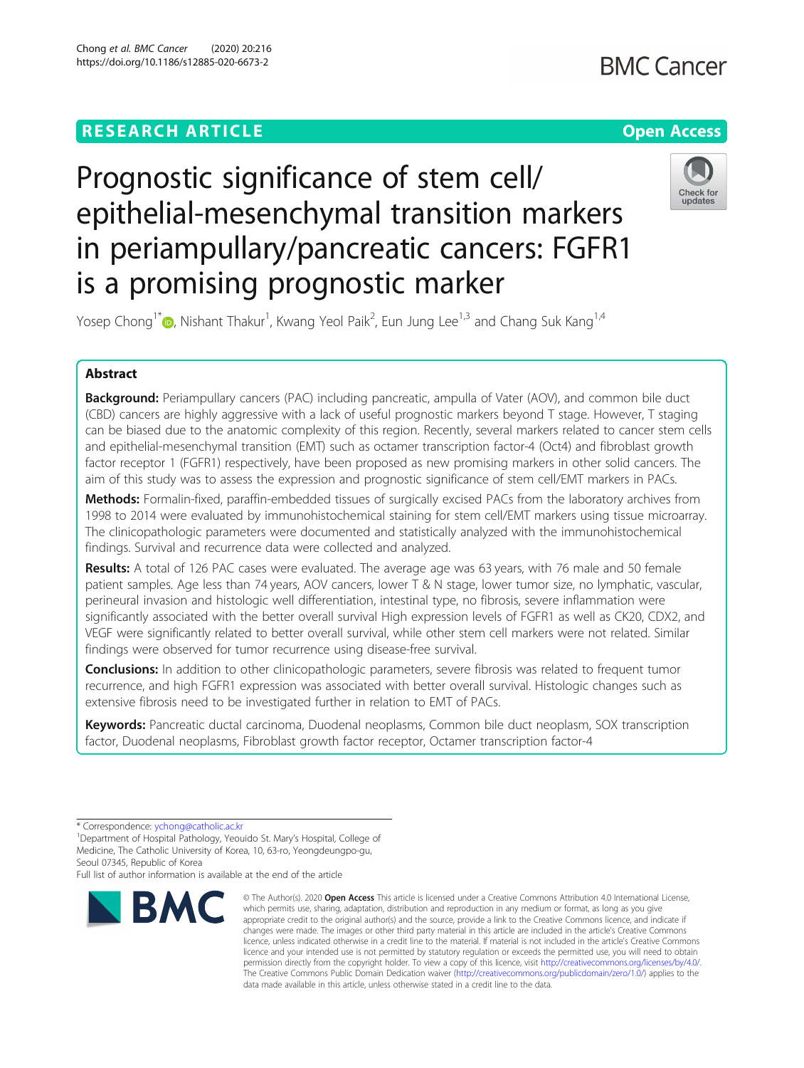RESEARCH ARTICLE

Open Access

# Prognostic significance of stem cell/ epithelial-mesenchymal transition markers in periampullary/pancreatic cancers: FGFR1 is a promising prognostic marker

Yosep Chong[1*], Nishant Thakur[1], Kwang Yeol Paik[2], Eun Jung Lee[1,3] and Chang Suk Kang[1,4]

## Abstract

**Background:** Periampullary cancers (PAC) including pancreatic, ampulla of Vater (AOV), and common bile duct (CBD) cancers are highly aggressive with a lack of useful prognostic markers beyond T stage. However, T staging can be biased due to the anatomic complexity of this region. Recently, several markers related to cancer stem cells and epithelial-mesenchymal transition (EMT) such as octamer transcription factor-4 (Oct4) and fibroblast growth factor receptor 1 (FGFR1) respectively, have been proposed as new promising markers in other solid cancers. The aim of this study was to assess the expression and prognostic significance of stem cell/EMT markers in PACs.

**Methods:** Formalin-fixed, paraffin-embedded tissues of surgically excised PACs from the laboratory archives from 1998 to 2014 were evaluated by immunohistochemical staining for stem cell/EMT markers using tissue microarray. The clinicopathologic parameters were documented and statistically analyzed with the immunohistochemical findings. Survival and recurrence data were collected and analyzed.

**Results:** A total of 126 PAC cases were evaluated. The average age was 63 years, with 76 male and 50 female patient samples. Age less than 74 years, AOV cancers, lower T & N stage, lower tumor size, no lymphatic, vascular, perineural invasion and histologic well differentiation, intestinal type, no fibrosis, severe inflammation were significantly associated with the better overall survival High expression levels of FGFR1 as well as CK20, CDX2, and VEGF were significantly related to better overall survival, while other stem cell markers were not related. Similar findings were observed for tumor recurrence using disease-free survival.

**Conclusions:** In addition to other clinicopathologic parameters, severe fibrosis was related to frequent tumor recurrence, and high FGFR1 expression was associated with better overall survival. Histologic changes such as extensive fibrosis need to be investigated further in relation to EMT of PACs.

**Keywords:** Pancreatic ductal carcinoma, Duodenal neoplasms, Common bile duct neoplasm, SOX transcription factor, Duodenal neoplasms, Fibroblast growth factor receptor, Octamer transcription factor-4

---

* Correspondence: ychong@catholic.ac.kr

[1]Department of Hospital Pathology, Yeouido St. Mary's Hospital, College of Medicine, The Catholic University of Korea, 10, 63-ro, Yeongdeungpo-gu, Seoul 07345, Republic of Korea

Full list of author information is available at the end of the article

© The Author(s). 2020 **Open Access** This article is licensed under a Creative Commons Attribution 4.0 International License, which permits use, sharing, adaptation, distribution and reproduction in any medium or format, as long as you give appropriate credit to the original author(s) and the source, provide a link to the Creative Commons licence, and indicate if changes were made. The images or other third party material in this article are included in the article's Creative Commons licence, unless indicated otherwise in a credit line to the material. If material is not included in the article's Creative Commons licence and your intended use is not permitted by statutory regulation or exceeds the permitted use, you will need to obtain permission directly from the copyright holder. To view a copy of this licence, visit http://creativecommons.org/licenses/by/4.0/. The Creative Commons Public Domain Dedication waiver (http://creativecommons.org/publicdomain/zero/1.0/) applies to the data made available in this article, unless otherwise stated in a credit line to the data.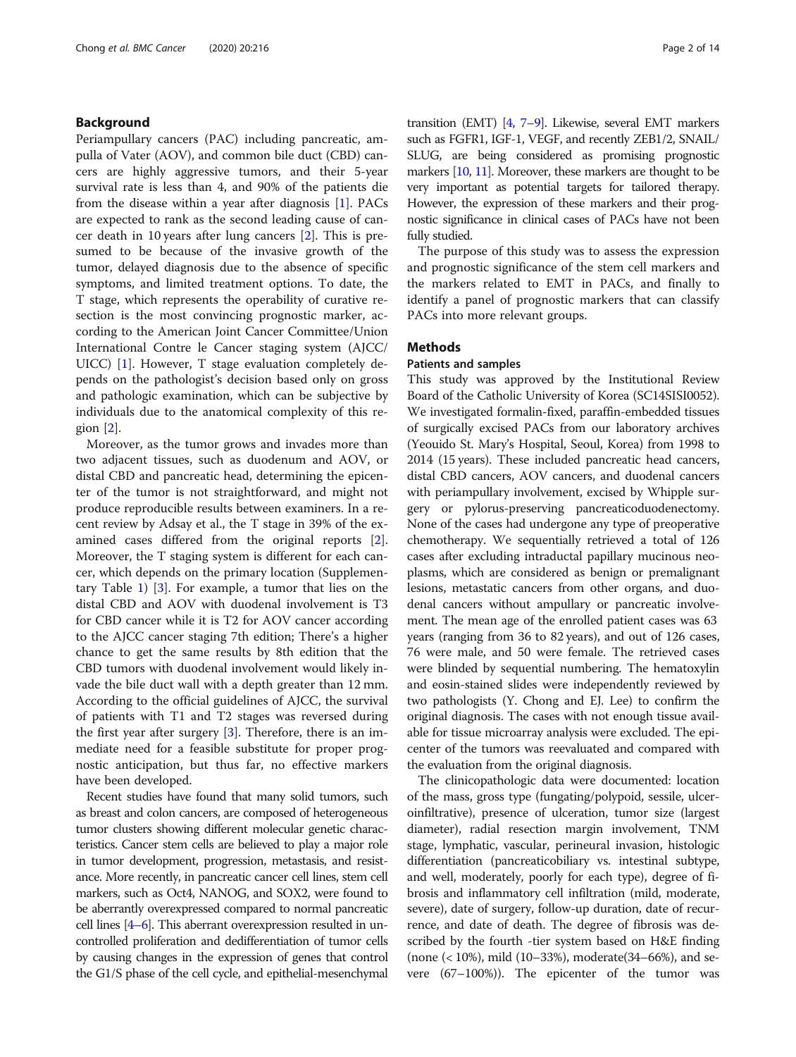## Background

Periampullary cancers (PAC) including pancreatic, ampulla of Vater (AOV), and common bile duct (CBD) cancers are highly aggressive tumors, and their 5-year survival rate is less than 4, and 90% of the patients die from the disease within a year after diagnosis [1]. PACs are expected to rank as the second leading cause of cancer death in 10 years after lung cancers [2]. This is presumed to be because of the invasive growth of the tumor, delayed diagnosis due to the absence of specific symptoms, and limited treatment options. To date, the T stage, which represents the operability of curative resection is the most convincing prognostic marker, according to the American Joint Cancer Committee/Union International Contre le Cancer staging system (AJCC/UICC) [1]. However, T stage evaluation completely depends on the pathologist's decision based only on gross and pathologic examination, which can be subjective by individuals due to the anatomical complexity of this region [2].

Moreover, as the tumor grows and invades more than two adjacent tissues, such as duodenum and AOV, or distal CBD and pancreatic head, determining the epicenter of the tumor is not straightforward, and might not produce reproducible results between examiners. In a recent review by Adsay et al., the T stage in 39% of the examined cases differed from the original reports [2]. Moreover, the T staging system is different for each cancer, which depends on the primary location (Supplementary Table 1) [3]. For example, a tumor that lies on the distal CBD and AOV with duodenal involvement is T3 for CBD cancer while it is T2 for AOV cancer according to the AJCC cancer staging 7th edition; There's a higher chance to get the same results by 8th edition that the CBD tumors with duodenal involvement would likely invade the bile duct wall with a depth greater than 12 mm. According to the official guidelines of AJCC, the survival of patients with T1 and T2 stages was reversed during the first year after surgery [3]. Therefore, there is an immediate need for a feasible substitute for proper prognostic anticipation, but thus far, no effective markers have been developed.

Recent studies have found that many solid tumors, such as breast and colon cancers, are composed of heterogeneous tumor clusters showing different molecular genetic characteristics. Cancer stem cells are believed to play a major role in tumor development, progression, metastasis, and resistance. More recently, in pancreatic cancer cell lines, stem cell markers, such as Oct4, NANOG, and SOX2, were found to be aberrantly overexpressed compared to normal pancreatic cell lines [4–6]. This aberrant overexpression resulted in uncontrolled proliferation and dedifferentiation of tumor cells by causing changes in the expression of genes that control the G1/S phase of the cell cycle, and epithelial-mesenchymal transition (EMT) [4, 7–9]. Likewise, several EMT markers such as FGFR1, IGF-1, VEGF, and recently ZEB1/2, SNAIL/SLUG, are being considered as promising prognostic markers [10, 11]. Moreover, these markers are thought to be very important as potential targets for tailored therapy. However, the expression of these markers and their prognostic significance in clinical cases of PACs have not been fully studied.

The purpose of this study was to assess the expression and prognostic significance of the stem cell markers and the markers related to EMT in PACs, and finally to identify a panel of prognostic markers that can classify PACs into more relevant groups.

## Methods

### Patients and samples

This study was approved by the Institutional Review Board of the Catholic University of Korea (SC14SISI0052). We investigated formalin-fixed, paraffin-embedded tissues of surgically excised PACs from our laboratory archives (Yeouido St. Mary's Hospital, Seoul, Korea) from 1998 to 2014 (15 years). These included pancreatic head cancers, distal CBD cancers, AOV cancers, and duodenal cancers with periampullary involvement, excised by Whipple surgery or pylorus-preserving pancreaticoduodenectomy. None of the cases had undergone any type of preoperative chemotherapy. We sequentially retrieved a total of 126 cases after excluding intraductal papillary mucinous neoplasms, which are considered as benign or premalignant lesions, metastatic cancers from other organs, and duodenal cancers without ampullary or pancreatic involvement. The mean age of the enrolled patient cases was 63 years (ranging from 36 to 82 years), and out of 126 cases, 76 were male, and 50 were female. The retrieved cases were blinded by sequential numbering. The hematoxylin and eosin-stained slides were independently reviewed by two pathologists (Y. Chong and EJ. Lee) to confirm the original diagnosis. The cases with not enough tissue available for tissue microarray analysis were excluded. The epicenter of the tumors was reevaluated and compared with the evaluation from the original diagnosis.

The clinicopathologic data were documented: location of the mass, gross type (fungating/polypoid, sessile, ulceroinfiltrative), presence of ulceration, tumor size (largest diameter), radial resection margin involvement, TNM stage, lymphatic, vascular, perineural invasion, histologic differentiation (pancreaticobiliary vs. intestinal subtype, and well, moderately, poorly for each type), degree of fibrosis and inflammatory cell infiltration (mild, moderate, severe), date of surgery, follow-up duration, date of recurrence, and date of death. The degree of fibrosis was described by the fourth -tier system based on H&E finding (none (< 10%), mild (10–33%), moderate(34–66%), and severe (67–100%)). The epicenter of the tumor was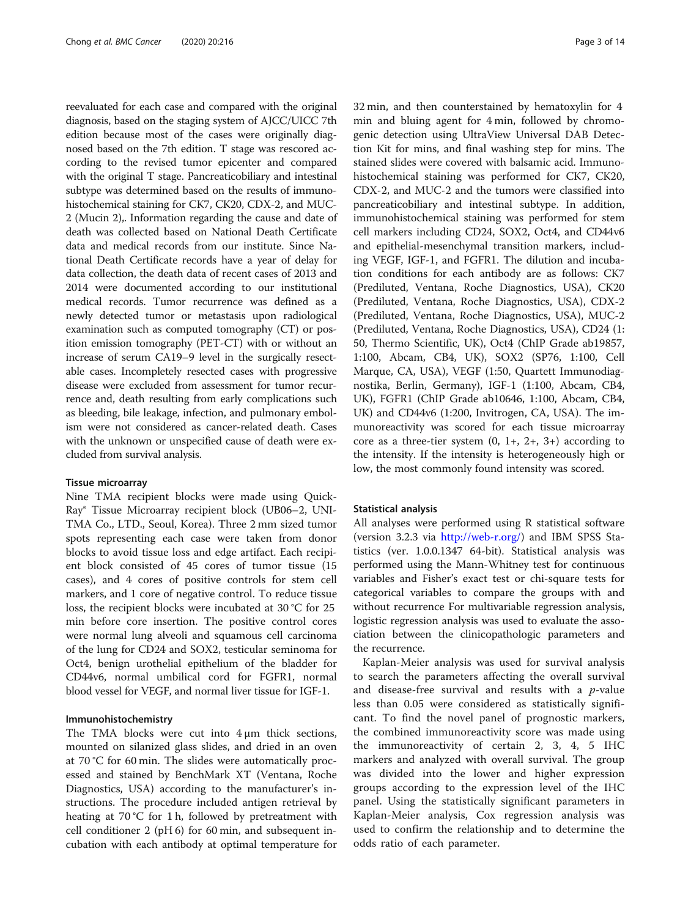reevaluated for each case and compared with the original diagnosis, based on the staging system of AJCC/UICC 7th edition because most of the cases were originally diagnosed based on the 7th edition. T stage was rescored according to the revised tumor epicenter and compared with the original T stage. Pancreaticobiliary and intestinal subtype was determined based on the results of immunohistochemical staining for CK7, CK20, CDX-2, and MUC-2 (Mucin 2),. Information regarding the cause and date of death was collected based on National Death Certificate data and medical records from our institute. Since National Death Certificate records have a year of delay for data collection, the death data of recent cases of 2013 and 2014 were documented according to our institutional medical records. Tumor recurrence was defined as a newly detected tumor or metastasis upon radiological examination such as computed tomography (CT) or position emission tomography (PET-CT) with or without an increase of serum CA19–9 level in the surgically resectable cases. Incompletely resected cases with progressive disease were excluded from assessment for tumor recurrence and, death resulting from early complications such as bleeding, bile leakage, infection, and pulmonary embolism were not considered as cancer-related death. Cases with the unknown or unspecified cause of death were excluded from survival analysis.

### Tissue microarray

Nine TMA recipient blocks were made using Quick-Ray® Tissue Microarray recipient block (UB06–2, UNI-TMA Co., LTD., Seoul, Korea). Three 2 mm sized tumor spots representing each case were taken from donor blocks to avoid tissue loss and edge artifact. Each recipient block consisted of 45 cores of tumor tissue (15 cases), and 4 cores of positive controls for stem cell markers, and 1 core of negative control. To reduce tissue loss, the recipient blocks were incubated at 30 °C for 25 min before core insertion. The positive control cores were normal lung alveoli and squamous cell carcinoma of the lung for CD24 and SOX2, testicular seminoma for Oct4, benign urothelial epithelium of the bladder for CD44v6, normal umbilical cord for FGFR1, normal blood vessel for VEGF, and normal liver tissue for IGF-1.

### Immunohistochemistry

The TMA blocks were cut into 4 μm thick sections, mounted on silanized glass slides, and dried in an oven at 70 °C for 60 min. The slides were automatically processed and stained by BenchMark XT (Ventana, Roche Diagnostics, USA) according to the manufacturer's instructions. The procedure included antigen retrieval by heating at 70 °C for 1 h, followed by pretreatment with cell conditioner 2 (pH 6) for 60 min, and subsequent incubation with each antibody at optimal temperature for 32 min, and then counterstained by hematoxylin for 4 min and bluing agent for 4 min, followed by chromogenic detection using UltraView Universal DAB Detection Kit for mins, and final washing step for mins. The stained slides were covered with balsamic acid. Immunohistochemical staining was performed for CK7, CK20, CDX-2, and MUC-2 and the tumors were classified into pancreaticobiliary and intestinal subtype. In addition, immunohistochemical staining was performed for stem cell markers including CD24, SOX2, Oct4, and CD44v6 and epithelial-mesenchymal transition markers, including VEGF, IGF-1, and FGFR1. The dilution and incubation conditions for each antibody are as follows: CK7 (Prediluted, Ventana, Roche Diagnostics, USA), CK20 (Prediluted, Ventana, Roche Diagnostics, USA), CDX-2 (Prediluted, Ventana, Roche Diagnostics, USA), MUC-2 (Prediluted, Ventana, Roche Diagnostics, USA), CD24 (1:50, Thermo Scientific, UK), Oct4 (ChIP Grade ab19857, 1:100, Abcam, CB4, UK), SOX2 (SP76, 1:100, Cell Marque, CA, USA), VEGF (1:50, Quartett Immunodiagnostika, Berlin, Germany), IGF-1 (1:100, Abcam, CB4, UK), FGFR1 (ChIP Grade ab10646, 1:100, Abcam, CB4, UK) and CD44v6 (1:200, Invitrogen, CA, USA). The immunoreactivity was scored for each tissue microarray core as a three-tier system (0, 1+, 2+, 3+) according to the intensity. If the intensity is heterogeneously high or low, the most commonly found intensity was scored.

### Statistical analysis

All analyses were performed using R statistical software (version 3.2.3 via http://web-r.org/) and IBM SPSS Statistics (ver. 1.0.0.1347 64-bit). Statistical analysis was performed using the Mann-Whitney test for continuous variables and Fisher's exact test or chi-square tests for categorical variables to compare the groups with and without recurrence For multivariable regression analysis, logistic regression analysis was used to evaluate the association between the clinicopathologic parameters and the recurrence.

Kaplan-Meier analysis was used for survival analysis to search the parameters affecting the overall survival and disease-free survival and results with a $p$-value less than 0.05 were considered as statistically significant. To find the novel panel of prognostic markers, the combined immunoreactivity score was made using the immunoreactivity of certain 2, 3, 4, 5 IHC markers and analyzed with overall survival. The group was divided into the lower and higher expression groups according to the expression level of the IHC panel. Using the statistically significant parameters in Kaplan-Meier analysis, Cox regression analysis was used to confirm the relationship and to determine the odds ratio of each parameter.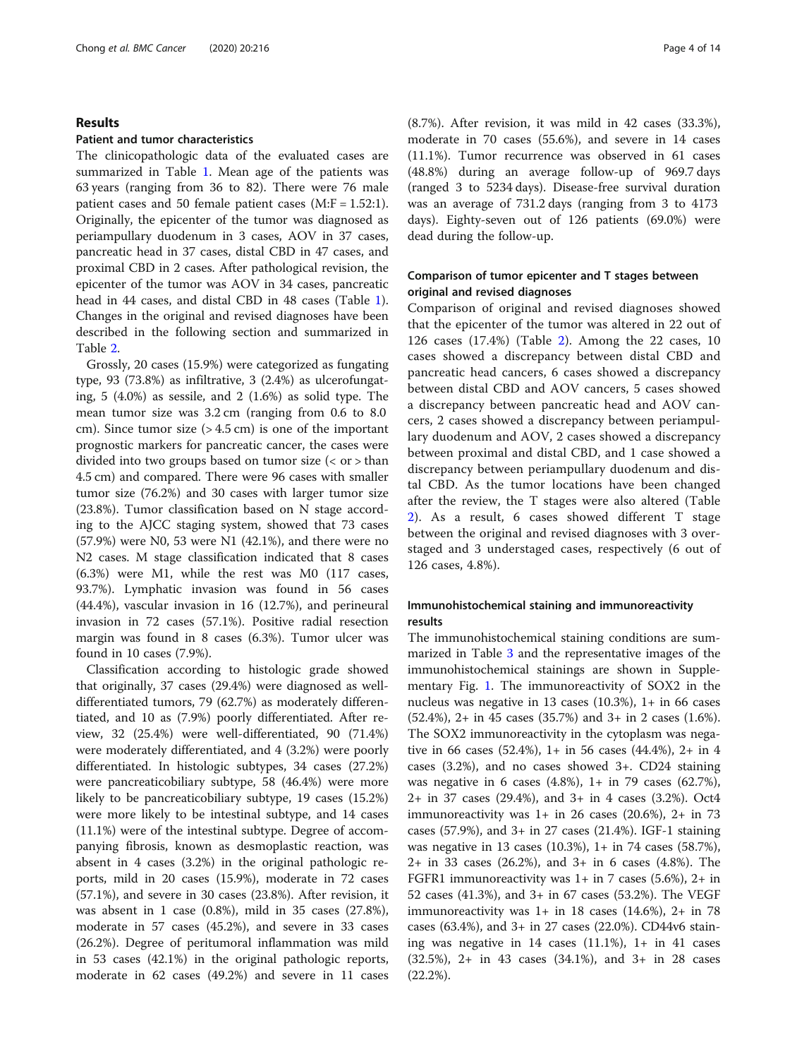## Results

### Patient and tumor characteristics

The clinicopathologic data of the evaluated cases are summarized in Table 1. Mean age of the patients was 63 years (ranging from 36 to 82). There were 76 male patient cases and 50 female patient cases (M:F = 1.52:1). Originally, the epicenter of the tumor was diagnosed as periampullary duodenum in 3 cases, AOV in 37 cases, pancreatic head in 37 cases, distal CBD in 47 cases, and proximal CBD in 2 cases. After pathological revision, the epicenter of the tumor was AOV in 34 cases, pancreatic head in 44 cases, and distal CBD in 48 cases (Table 1). Changes in the original and revised diagnoses have been described in the following section and summarized in Table 2.

Grossly, 20 cases (15.9%) were categorized as fungating type, 93 (73.8%) as infiltrative, 3 (2.4%) as ulcerofungating, 5 (4.0%) as sessile, and 2 (1.6%) as solid type. The mean tumor size was 3.2 cm (ranging from 0.6 to 8.0 cm). Since tumor size (> 4.5 cm) is one of the important prognostic markers for pancreatic cancer, the cases were divided into two groups based on tumor size (< or > than 4.5 cm) and compared. There were 96 cases with smaller tumor size (76.2%) and 30 cases with larger tumor size (23.8%). Tumor classification based on N stage according to the AJCC staging system, showed that 73 cases (57.9%) were N0, 53 were N1 (42.1%), and there were no N2 cases. M stage classification indicated that 8 cases (6.3%) were M1, while the rest was M0 (117 cases, 93.7%). Lymphatic invasion was found in 56 cases (44.4%), vascular invasion in 16 (12.7%), and perineural invasion in 72 cases (57.1%). Positive radial resection margin was found in 8 cases (6.3%). Tumor ulcer was found in 10 cases (7.9%).

Classification according to histologic grade showed that originally, 37 cases (29.4%) were diagnosed as well-differentiated tumors, 79 (62.7%) as moderately differentiated, and 10 as (7.9%) poorly differentiated. After review, 32 (25.4%) were well-differentiated, 90 (71.4%) were moderately differentiated, and 4 (3.2%) were poorly differentiated. In histologic subtypes, 34 cases (27.2%) were pancreaticobiliary subtype, 58 (46.4%) were more likely to be pancreaticobiliary subtype, 19 cases (15.2%) were more likely to be intestinal subtype, and 14 cases (11.1%) were of the intestinal subtype. Degree of accompanying fibrosis, known as desmoplastic reaction, was absent in 4 cases (3.2%) in the original pathologic reports, mild in 20 cases (15.9%), moderate in 72 cases (57.1%), and severe in 30 cases (23.8%). After revision, it was absent in 1 case (0.8%), mild in 35 cases (27.8%), moderate in 57 cases (45.2%), and severe in 33 cases (26.2%). Degree of peritumoral inflammation was mild in 53 cases (42.1%) in the original pathologic reports, moderate in 62 cases (49.2%) and severe in 11 cases (8.7%). After revision, it was mild in 42 cases (33.3%), moderate in 70 cases (55.6%), and severe in 14 cases (11.1%). Tumor recurrence was observed in 61 cases (48.8%) during an average follow-up of 969.7 days (ranged 3 to 5234 days). Disease-free survival duration was an average of 731.2 days (ranging from 3 to 4173 days). Eighty-seven out of 126 patients (69.0%) were dead during the follow-up.

### Comparison of tumor epicenter and T stages between original and revised diagnoses

Comparison of original and revised diagnoses showed that the epicenter of the tumor was altered in 22 out of 126 cases (17.4%) (Table 2). Among the 22 cases, 10 cases showed a discrepancy between distal CBD and pancreatic head cancers, 6 cases showed a discrepancy between distal CBD and AOV cancers, 5 cases showed a discrepancy between pancreatic head and AOV cancers, 2 cases showed a discrepancy between periampullary duodenum and AOV, 2 cases showed a discrepancy between proximal and distal CBD, and 1 case showed a discrepancy between periampullary duodenum and distal CBD. As the tumor locations have been changed after the review, the T stages were also altered (Table 2). As a result, 6 cases showed different T stage between the original and revised diagnoses with 3 overstaged and 3 understaged cases, respectively (6 out of 126 cases, 4.8%).

### Immunohistochemical staining and immunoreactivity results

The immunohistochemical staining conditions are summarized in Table 3 and the representative images of the immunohistochemical stainings are shown in Supplementary Fig. 1. The immunoreactivity of SOX2 in the nucleus was negative in 13 cases (10.3%), 1+ in 66 cases (52.4%), 2+ in 45 cases (35.7%) and 3+ in 2 cases (1.6%). The SOX2 immunoreactivity in the cytoplasm was negative in 66 cases (52.4%), 1+ in 56 cases (44.4%), 2+ in 4 cases (3.2%), and no cases showed 3+. CD24 staining was negative in 6 cases (4.8%), 1+ in 79 cases (62.7%), 2+ in 37 cases (29.4%), and 3+ in 4 cases (3.2%). Oct4 immunoreactivity was 1+ in 26 cases (20.6%), 2+ in 73 cases (57.9%), and 3+ in 27 cases (21.4%). IGF-1 staining was negative in 13 cases (10.3%), 1+ in 74 cases (58.7%), 2+ in 33 cases (26.2%), and 3+ in 6 cases (4.8%). The FGFR1 immunoreactivity was 1+ in 7 cases (5.6%), 2+ in 52 cases (41.3%), and 3+ in 67 cases (53.2%). The VEGF immunoreactivity was 1+ in 18 cases (14.6%), 2+ in 78 cases (63.4%), and 3+ in 27 cases (22.0%). CD44v6 staining was negative in 14 cases (11.1%), 1+ in 41 cases (32.5%), 2+ in 43 cases (34.1%), and 3+ in 28 cases (22.2%).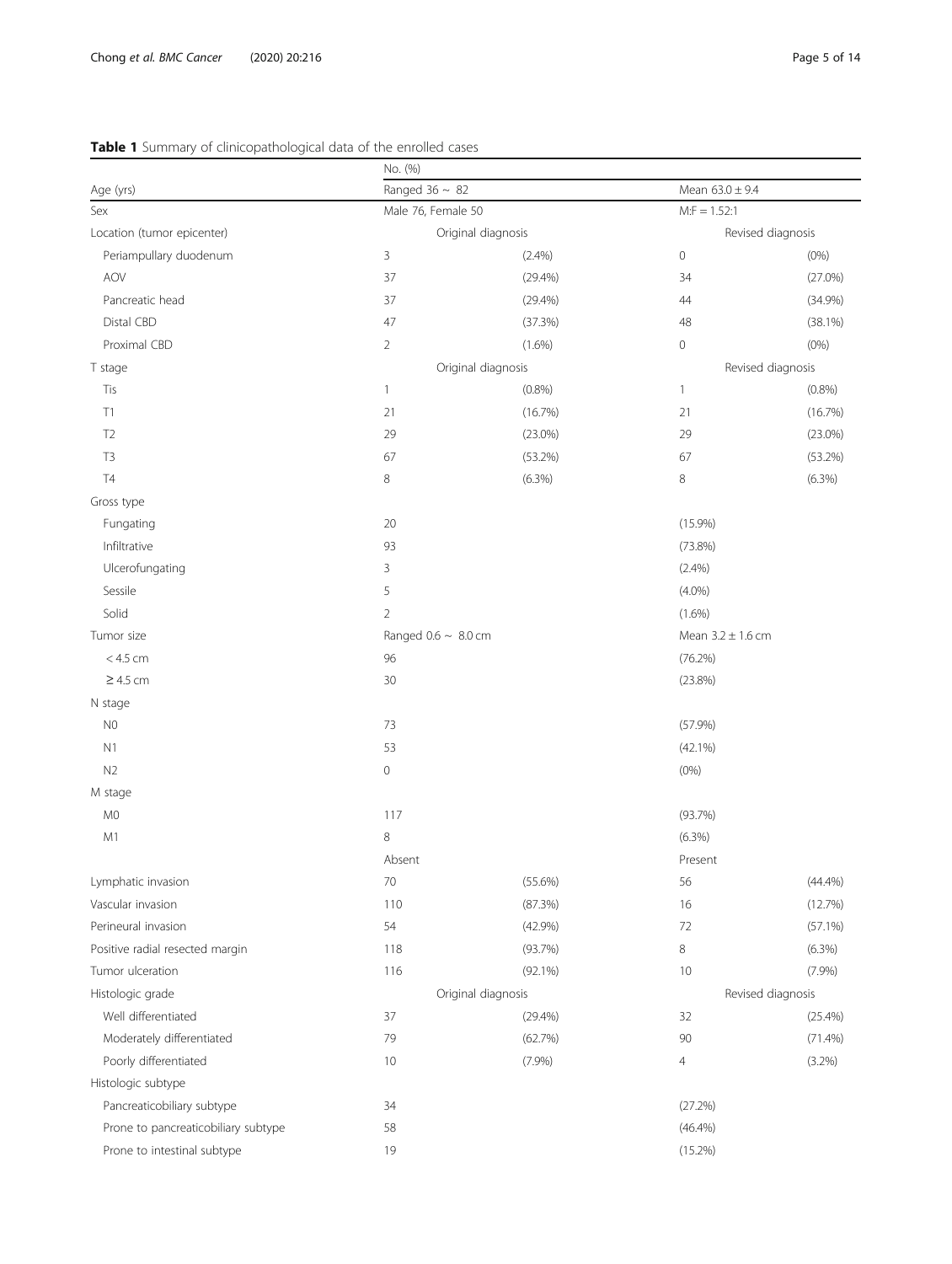**Table 1** Summary of clinicopathological data of the enrolled cases

| | No. (%) | | | |
|---|---|---|---|---|
| Age (yrs) | Ranged 36 ~ 82 | | Mean 63.0 ± 9.4 | |
| Sex | Male 76, Female 50 | | M:F = 1.52:1 | |
| Location (tumor epicenter) | Original diagnosis | | Revised diagnosis | |
| Periampullary duodenum | 3 | (2.4%) | 0 | (0%) |
| AOV | 37 | (29.4%) | 34 | (27.0%) |
| Pancreatic head | 37 | (29.4%) | 44 | (34.9%) |
| Distal CBD | 47 | (37.3%) | 48 | (38.1%) |
| Proximal CBD | 2 | (1.6%) | 0 | (0%) |
| T stage | Original diagnosis | | Revised diagnosis | |
| Tis | 1 | (0.8%) | 1 | (0.8%) |
| T1 | 21 | (16.7%) | 21 | (16.7%) |
| T2 | 29 | (23.0%) | 29 | (23.0%) |
| T3 | 67 | (53.2%) | 67 | (53.2%) |
| T4 | 8 | (6.3%) | 8 | (6.3%) |
| Gross type | | | | |
| Fungating | 20 | | (15.9%) | |
| Infiltrative | 93 | | (73.8%) | |
| Ulcerofungating | 3 | | (2.4%) | |
| Sessile | 5 | | (4.0%) | |
| Solid | 2 | | (1.6%) | |
| Tumor size | Ranged 0.6 ~ 8.0 cm | | Mean 3.2 ± 1.6 cm | |
| < 4.5 cm | 96 | | (76.2%) | |
| ≥ 4.5 cm | 30 | | (23.8%) | |
| N stage | | | | |
| N0 | 73 | | (57.9%) | |
| N1 | 53 | | (42.1%) | |
| N2 | 0 | | (0%) | |
| M stage | | | | |
| M0 | 117 | | (93.7%) | |
| M1 | 8 | | (6.3%) | |
| | Absent | | Present | |
| Lymphatic invasion | 70 | (55.6%) | 56 | (44.4%) |
| Vascular invasion | 110 | (87.3%) | 16 | (12.7%) |
| Perineural invasion | 54 | (42.9%) | 72 | (57.1%) |
| Positive radial resected margin | 118 | (93.7%) | 8 | (6.3%) |
| Tumor ulceration | 116 | (92.1%) | 10 | (7.9%) |
| Histologic grade | Original diagnosis | | Revised diagnosis | |
| Well differentiated | 37 | (29.4%) | 32 | (25.4%) |
| Moderately differentiated | 79 | (62.7%) | 90 | (71.4%) |
| Poorly differentiated | 10 | (7.9%) | 4 | (3.2%) |
| Histologic subtype | | | | |
| Pancreaticobiliary subtype | 34 | | (27.2%) | |
| Prone to pancreaticobiliary subtype | 58 | | (46.4%) | |
| Prone to intestinal subtype | 19 | | (15.2%) | |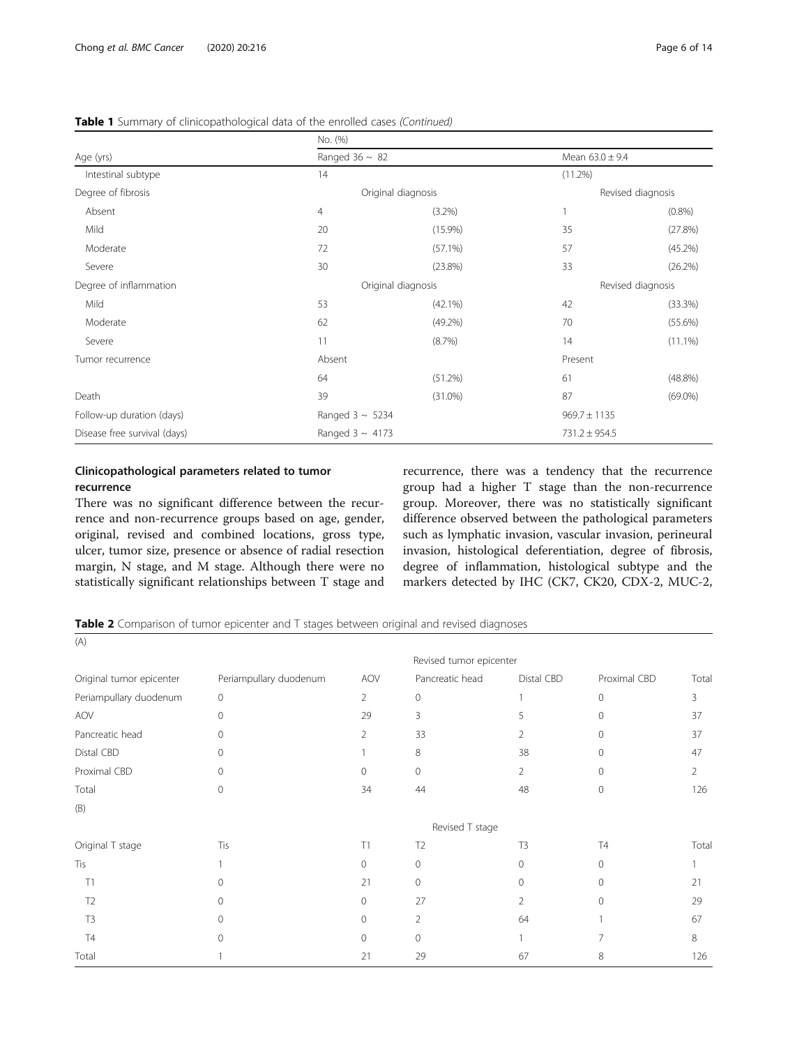**Table 1** Summary of clinicopathological data of the enrolled cases *(Continued)*

| | No. (%) | | | |
|---|---|---|---|---|
| Age (yrs) | Ranged 36 ~ 82 | | Mean 63.0 ± 9.4 | |
| Intestinal subtype | 14 | | (11.2%) | |
| Degree of fibrosis | Original diagnosis | | Revised diagnosis | |
| Absent | 4 | (3.2%) | 1 | (0.8%) |
| Mild | 20 | (15.9%) | 35 | (27.8%) |
| Moderate | 72 | (57.1%) | 57 | (45.2%) |
| Severe | 30 | (23.8%) | 33 | (26.2%) |
| Degree of inflammation | Original diagnosis | | Revised diagnosis | |
| Mild | 53 | (42.1%) | 42 | (33.3%) |
| Moderate | 62 | (49.2%) | 70 | (55.6%) |
| Severe | 11 | (8.7%) | 14 | (11.1%) |
| Tumor recurrence | Absent | | Present | |
| | 64 | (51.2%) | 61 | (48.8%) |
| Death | 39 | (31.0%) | 87 | (69.0%) |
| Follow-up duration (days) | Ranged 3 ~ 5234 | | 969.7 ± 1135 | |
| Disease free survival (days) | Ranged 3 ~ 4173 | | 731.2 ± 954.5 | |

## Clinicopathological parameters related to tumor recurrence

There was no significant difference between the recurrence and non-recurrence groups based on age, gender, original, revised and combined locations, gross type, ulcer, tumor size, presence or absence of radial resection margin, N stage, and M stage. Although there were no statistically significant relationships between T stage and recurrence, there was a tendency that the recurrence group had a higher T stage than the non-recurrence group. Moreover, there was no statistically significant difference observed between the pathological parameters such as lymphatic invasion, vascular invasion, perineural invasion, histological deferentiation, degree of fibrosis, degree of inflammation, histological subtype and the markers detected by IHC (CK7, CK20, CDX-2, MUC-2,

**Table 2** Comparison of tumor epicenter and T stages between original and revised diagnoses

(A)

| | Revised tumor epicenter | | | | | |
|---|---|---|---|---|---|---|
| Original tumor epicenter | Periampullary duodenum | AOV | Pancreatic head | Distal CBD | Proximal CBD | Total |
| Periampullary duodenum | 0 | 2 | 0 | 1 | 0 | 3 |
| AOV | 0 | 29 | 3 | 5 | 0 | 37 |
| Pancreatic head | 0 | 2 | 33 | 2 | 0 | 37 |
| Distal CBD | 0 | 1 | 8 | 38 | 0 | 47 |
| Proximal CBD | 0 | 0 | 0 | 2 | 0 | 2 |
| Total | 0 | 34 | 44 | 48 | 0 | 126 |

(B)

| | Revised T stage | | | | | |
|---|---|---|---|---|---|---|
| Original T stage | Tis | T1 | T2 | T3 | T4 | Total |
| Tis | 1 | 0 | 0 | 0 | 0 | 1 |
| T1 | 0 | 21 | 0 | 0 | 0 | 21 |
| T2 | 0 | 0 | 27 | 2 | 0 | 29 |
| T3 | 0 | 0 | 2 | 64 | 1 | 67 |
| T4 | 0 | 0 | 0 | 1 | 7 | 8 |
| Total | 1 | 21 | 29 | 67 | 8 | 126 |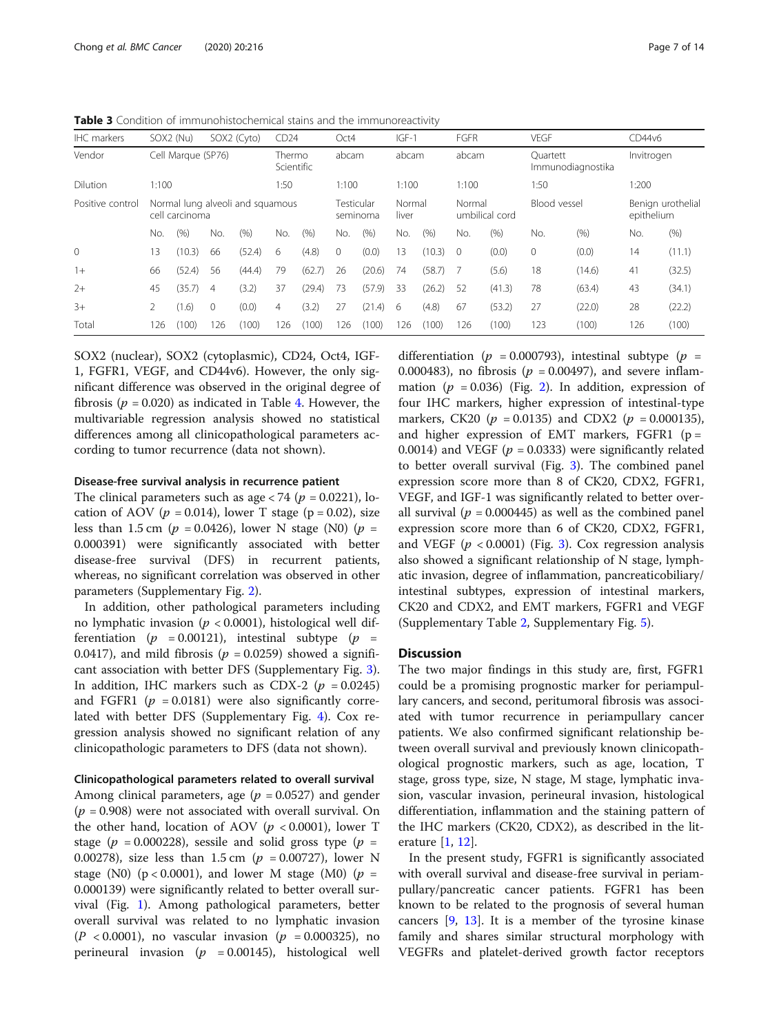**Table 3** Condition of immunohistochemical stains and the immunoreactivity

| IHC markers | SOX2 (Nu) | | SOX2 (Cyto) | | CD24 | | Oct4 | | IGF-1 | | FGFR | | VEGF | | CD44v6 | |
|---|---|---|---|---|---|---|---|---|---|---|---|---|---|---|---|---|
| Vendor | Cell Marque (SP76) | | | | Thermo Scientific | | abcam | | abcam | | abcam | | Quartett Immunodiagnostika | | Invitrogen | |
| Dilution | 1:100 | | | | 1:50 | | 1:100 | | 1:100 | | 1:100 | | 1:50 | | 1:200 | |
| Positive control | Normal lung alveoli and squamous cell carcinoma | | | | | | Testicular seminoma | | Normal liver | | Normal umbilical cord | | Blood vessel | | Benign urothelial epithelium | |
| | No. | (%) | No. | (%) | No. | (%) | No. | (%) | No. | (%) | No. | (%) | No. | (%) | No. | (%) |
| 0 | 13 | (10.3) | 66 | (52.4) | 6 | (4.8) | 0 | (0.0) | 13 | (10.3) | 0 | (0.0) | 0 | (0.0) | 14 | (11.1) |
| 1+ | 66 | (52.4) | 56 | (44.4) | 79 | (62.7) | 26 | (20.6) | 74 | (58.7) | 7 | (5.6) | 18 | (14.6) | 41 | (32.5) |
| 2+ | 45 | (35.7) | 4 | (3.2) | 37 | (29.4) | 73 | (57.9) | 33 | (26.2) | 52 | (41.3) | 78 | (63.4) | 43 | (34.1) |
| 3+ | 2 | (1.6) | 0 | (0.0) | 4 | (3.2) | 27 | (21.4) | 6 | (4.8) | 67 | (53.2) | 27 | (22.0) | 28 | (22.2) |
| Total | 126 | (100) | 126 | (100) | 126 | (100) | 126 | (100) | 126 | (100) | 126 | (100) | 123 | (100) | 126 | (100) |

SOX2 (nuclear), SOX2 (cytoplasmic), CD24, Oct4, IGF-1, FGFR1, VEGF, and CD44v6). However, the only significant difference was observed in the original degree of fibrosis ($p = 0.020$) as indicated in Table 4. However, the multivariable regression analysis showed no statistical differences among all clinicopathological parameters according to tumor recurrence (data not shown).

### Disease-free survival analysis in recurrence patient

The clinical parameters such as age < 74 ($p = 0.0221$), location of AOV ($p = 0.014$), lower T stage ($p = 0.02$), size less than 1.5 cm ($p = 0.0426$), lower N stage (N0) ($p = 0.000391$) were significantly associated with better disease-free survival (DFS) in recurrent patients, whereas, no significant correlation was observed in other parameters (Supplementary Fig. 2).

In addition, other pathological parameters including no lymphatic invasion ($p < 0.0001$), histological well differentiation ($p = 0.00121$), intestinal subtype ($p = 0.0417$), and mild fibrosis ($p = 0.0259$) showed a significant association with better DFS (Supplementary Fig. 3). In addition, IHC markers such as CDX-2 ($p = 0.0245$) and FGFR1 ($p = 0.0181$) were also significantly correlated with better DFS (Supplementary Fig. 4). Cox regression analysis showed no significant relation of any clinicopathologic parameters to DFS (data not shown).

### Clinicopathological parameters related to overall survival

Among clinical parameters, age ($p = 0.0527$) and gender ($p = 0.908$) were not associated with overall survival. On the other hand, location of AOV ($p < 0.0001$), lower T stage ($p = 0.000228$), sessile and solid gross type ($p = 0.00278$), size less than 1.5 cm ($p = 0.00727$), lower N stage (N0) ($p < 0.0001$), and lower M stage (M0) ($p = 0.000139$) were significantly related to better overall survival (Fig. 1). Among pathological parameters, better overall survival was related to no lymphatic invasion ($P < 0.0001$), no vascular invasion ($p = 0.000325$), no perineural invasion ($p = 0.00145$), histological well differentiation ($p = 0.000793$), intestinal subtype ($p = 0.000483$), no fibrosis ($p = 0.00497$), and severe inflammation ($p = 0.036$) (Fig. 2). In addition, expression of four IHC markers, higher expression of intestinal-type markers, CK20 ($p = 0.0135$) and CDX2 ($p = 0.000135$), and higher expression of EMT markers, FGFR1 ($p = 0.0014$) and VEGF ($p = 0.0333$) were significantly related to better overall survival (Fig. 3). The combined panel expression score more than 8 of CK20, CDX2, FGFR1, VEGF, and IGF-1 was significantly related to better overall survival ($p = 0.000445$) as well as the combined panel expression score more than 6 of CK20, CDX2, FGFR1, and VEGF ($p < 0.0001$) (Fig. 3). Cox regression analysis also showed a significant relationship of N stage, lymphatic invasion, degree of inflammation, pancreaticobiliary/intestinal subtypes, expression of intestinal markers, CK20 and CDX2, and EMT markers, FGFR1 and VEGF (Supplementary Table 2, Supplementary Fig. 5).

## Discussion

The two major findings in this study are, first, FGFR1 could be a promising prognostic marker for periampullary cancers, and second, peritumoral fibrosis was associated with tumor recurrence in periampullary cancer patients. We also confirmed significant relationship between overall survival and previously known clinicopathological prognostic markers, such as age, location, T stage, gross type, size, N stage, M stage, lymphatic invasion, vascular invasion, perineural invasion, histological differentiation, inflammation and the staining pattern of the IHC markers (CK20, CDX2), as described in the literature [1, 12].

In the present study, FGFR1 is significantly associated with overall survival and disease-free survival in periampullary/pancreatic cancer patients. FGFR1 has been known to be related to the prognosis of several human cancers [9, 13]. It is a member of the tyrosine kinase family and shares similar structural morphology with VEGFRs and platelet-derived growth factor receptors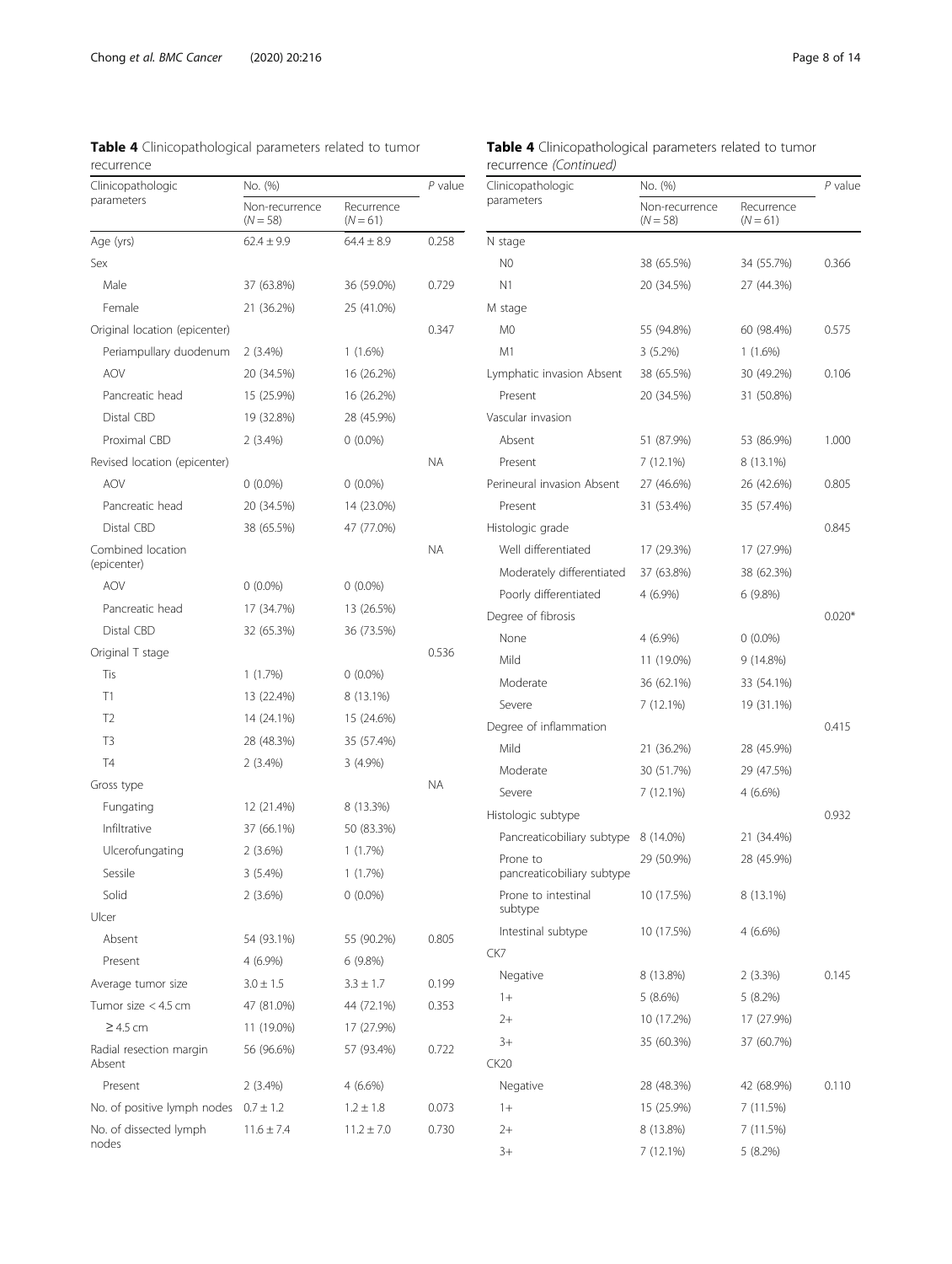**Table 4** Clinicopathological parameters related to tumor recurrence

| Clinicopathologic parameters | No. (%) | | P value |
|---|---|---|---|
| | Non-recurrence (N = 58) | Recurrence (N = 61) | |
| Age (yrs) | 62.4 ± 9.9 | 64.4 ± 8.9 | 0.258 |
| Sex | | | |
| Male | 37 (63.8%) | 36 (59.0%) | 0.729 |
| Female | 21 (36.2%) | 25 (41.0%) | |
| Original location (epicenter) | | | 0.347 |
| Periampullary duodenum | 2 (3.4%) | 1 (1.6%) | |
| AOV | 20 (34.5%) | 16 (26.2%) | |
| Pancreatic head | 15 (25.9%) | 16 (26.2%) | |
| Distal CBD | 19 (32.8%) | 28 (45.9%) | |
| Proximal CBD | 2 (3.4%) | 0 (0.0%) | |
| Revised location (epicenter) | | | NA |
| AOV | 0 (0.0%) | 0 (0.0%) | |
| Pancreatic head | 20 (34.5%) | 14 (23.0%) | |
| Distal CBD | 38 (65.5%) | 47 (77.0%) | |
| Combined location (epicenter) | | | NA |
| AOV | 0 (0.0%) | 0 (0.0%) | |
| Pancreatic head | 17 (34.7%) | 13 (26.5%) | |
| Distal CBD | 32 (65.3%) | 36 (73.5%) | |
| Original T stage | | | 0.536 |
| Tis | 1 (1.7%) | 0 (0.0%) | |
| T1 | 13 (22.4%) | 8 (13.1%) | |
| T2 | 14 (24.1%) | 15 (24.6%) | |
| T3 | 28 (48.3%) | 35 (57.4%) | |
| T4 | 2 (3.4%) | 3 (4.9%) | |
| Gross type | | | NA |
| Fungating | 12 (21.4%) | 8 (13.3%) | |
| Infiltrative | 37 (66.1%) | 50 (83.3%) | |
| Ulcerofungating | 2 (3.6%) | 1 (1.7%) | |
| Sessile | 3 (5.4%) | 1 (1.7%) | |
| Solid | 2 (3.6%) | 0 (0.0%) | |
| Ulcer | | | |
| Absent | 54 (93.1%) | 55 (90.2%) | 0.805 |
| Present | 4 (6.9%) | 6 (9.8%) | |
| Average tumor size | 3.0 ± 1.5 | 3.3 ± 1.7 | 0.199 |
| Tumor size < 4.5 cm | 47 (81.0%) | 44 (72.1%) | 0.353 |
| ≥ 4.5 cm | 11 (19.0%) | 17 (27.9%) | |
| Radial resection margin Absent | 56 (96.6%) | 57 (93.4%) | 0.722 |
| Present | 2 (3.4%) | 4 (6.6%) | |
| No. of positive lymph nodes | 0.7 ± 1.2 | 1.2 ± 1.8 | 0.073 |
| No. of dissected lymph nodes | 11.6 ± 7.4 | 11.2 ± 7.0 | 0.730 |
| N stage | | | |
| N0 | 38 (65.5%) | 34 (55.7%) | 0.366 |
| N1 | 20 (34.5%) | 27 (44.3%) | |
| M stage | | | |
| M0 | 55 (94.8%) | 60 (98.4%) | 0.575 |
| M1 | 3 (5.2%) | 1 (1.6%) | |
| Lymphatic invasion Absent | 38 (65.5%) | 30 (49.2%) | 0.106 |
| Present | 20 (34.5%) | 31 (50.8%) | |
| Vascular invasion | | | |
| Absent | 51 (87.9%) | 53 (86.9%) | 1.000 |
| Present | 7 (12.1%) | 8 (13.1%) | |
| Perineural invasion Absent | 27 (46.6%) | 26 (42.6%) | 0.805 |
| Present | 31 (53.4%) | 35 (57.4%) | |
| Histologic grade | | | 0.845 |
| Well differentiated | 17 (29.3%) | 17 (27.9%) | |
| Moderately differentiated | 37 (63.8%) | 38 (62.3%) | |
| Poorly differentiated | 4 (6.9%) | 6 (9.8%) | |
| Degree of fibrosis | | | 0.020* |
| None | 4 (6.9%) | 0 (0.0%) | |
| Mild | 11 (19.0%) | 9 (14.8%) | |
| Moderate | 36 (62.1%) | 33 (54.1%) | |
| Severe | 7 (12.1%) | 19 (31.1%) | |
| Degree of inflammation | | | 0.415 |
| Mild | 21 (36.2%) | 28 (45.9%) | |
| Moderate | 30 (51.7%) | 29 (47.5%) | |
| Severe | 7 (12.1%) | 4 (6.6%) | |
| Histologic subtype | | | 0.932 |
| Pancreaticobiliary subtype | 8 (14.0%) | 21 (34.4%) | |
| Prone to pancreaticobiliary subtype | 29 (50.9%) | 28 (45.9%) | |
| Prone to intestinal subtype | 10 (17.5%) | 8 (13.1%) | |
| Intestinal subtype | 10 (17.5%) | 4 (6.6%) | |
| CK7 | | | |
| Negative | 8 (13.8%) | 2 (3.3%) | 0.145 |
| 1+ | 5 (8.6%) | 5 (8.2%) | |
| 2+ | 10 (17.2%) | 17 (27.9%) | |
| 3+ | 35 (60.3%) | 37 (60.7%) | |
| CK20 | | | |
| Negative | 28 (48.3%) | 42 (68.9%) | 0.110 |
| 1+ | 15 (25.9%) | 7 (11.5%) | |
| 2+ | 8 (13.8%) | 7 (11.5%) | |
| 3+ | 7 (12.1%) | 5 (8.2%) | |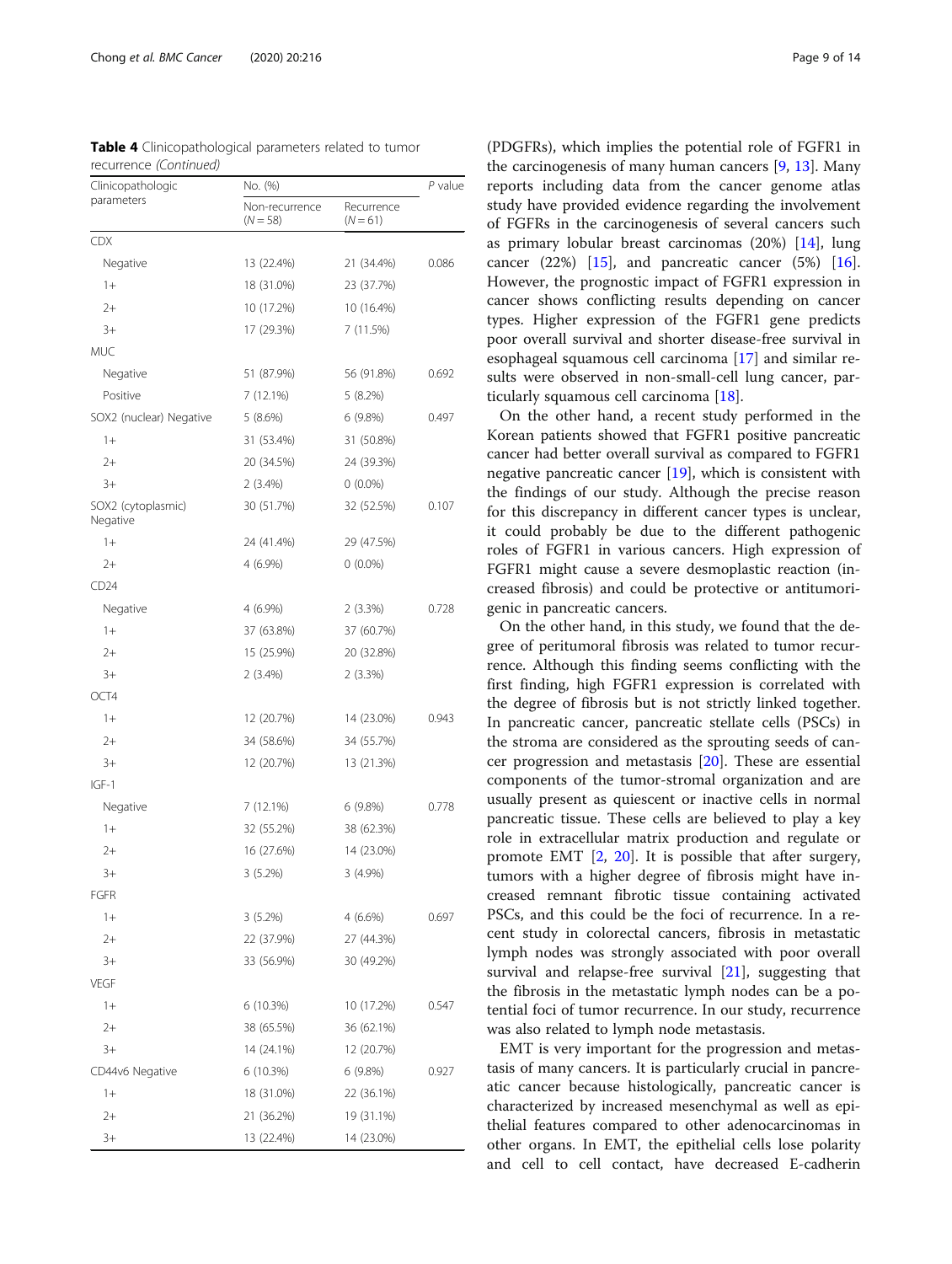**Table 4** Clinicopathological parameters related to tumor recurrence *(Continued)*

| Clinicopathologic parameters | No. (%) | | P value |
|---|---|---|---|
| | Non-recurrence (N = 58) | Recurrence (N = 61) | |
| CDX | | | |
| Negative | 13 (22.4%) | 21 (34.4%) | 0.086 |
| 1+ | 18 (31.0%) | 23 (37.7%) | |
| 2+ | 10 (17.2%) | 10 (16.4%) | |
| 3+ | 17 (29.3%) | 7 (11.5%) | |
| MUC | | | |
| Negative | 51 (87.9%) | 56 (91.8%) | 0.692 |
| Positive | 7 (12.1%) | 5 (8.2%) | |
| SOX2 (nuclear) Negative | 5 (8.6%) | 6 (9.8%) | 0.497 |
| 1+ | 31 (53.4%) | 31 (50.8%) | |
| 2+ | 20 (34.5%) | 24 (39.3%) | |
| 3+ | 2 (3.4%) | 0 (0.0%) | |
| SOX2 (cytoplasmic) Negative | 30 (51.7%) | 32 (52.5%) | 0.107 |
| 1+ | 24 (41.4%) | 29 (47.5%) | |
| 2+ | 4 (6.9%) | 0 (0.0%) | |
| CD24 | | | |
| Negative | 4 (6.9%) | 2 (3.3%) | 0.728 |
| 1+ | 37 (63.8%) | 37 (60.7%) | |
| 2+ | 15 (25.9%) | 20 (32.8%) | |
| 3+ | 2 (3.4%) | 2 (3.3%) | |
| OCT4 | | | |
| 1+ | 12 (20.7%) | 14 (23.0%) | 0.943 |
| 2+ | 34 (58.6%) | 34 (55.7%) | |
| 3+ | 12 (20.7%) | 13 (21.3%) | |
| IGF-1 | | | |
| Negative | 7 (12.1%) | 6 (9.8%) | 0.778 |
| 1+ | 32 (55.2%) | 38 (62.3%) | |
| 2+ | 16 (27.6%) | 14 (23.0%) | |
| 3+ | 3 (5.2%) | 3 (4.9%) | |
| FGFR | | | |
| 1+ | 3 (5.2%) | 4 (6.6%) | 0.697 |
| 2+ | 22 (37.9%) | 27 (44.3%) | |
| 3+ | 33 (56.9%) | 30 (49.2%) | |
| VEGF | | | |
| 1+ | 6 (10.3%) | 10 (17.2%) | 0.547 |
| 2+ | 38 (65.5%) | 36 (62.1%) | |
| 3+ | 14 (24.1%) | 12 (20.7%) | |
| CD44v6 Negative | 6 (10.3%) | 6 (9.8%) | 0.927 |
| 1+ | 18 (31.0%) | 22 (36.1%) | |
| 2+ | 21 (36.2%) | 19 (31.1%) | |
| 3+ | 13 (22.4%) | 14 (23.0%) | |

(PDGFRs), which implies the potential role of FGFR1 in the carcinogenesis of many human cancers [9, 13]. Many reports including data from the cancer genome atlas study have provided evidence regarding the involvement of FGFRs in the carcinogenesis of several cancers such as primary lobular breast carcinomas (20%) [14], lung cancer (22%) [15], and pancreatic cancer (5%) [16]. However, the prognostic impact of FGFR1 expression in cancer shows conflicting results depending on cancer types. Higher expression of the FGFR1 gene predicts poor overall survival and shorter disease-free survival in esophageal squamous cell carcinoma [17] and similar results were observed in non-small-cell lung cancer, particularly squamous cell carcinoma [18].

On the other hand, a recent study performed in the Korean patients showed that FGFR1 positive pancreatic cancer had better overall survival as compared to FGFR1 negative pancreatic cancer [19], which is consistent with the findings of our study. Although the precise reason for this discrepancy in different cancer types is unclear, it could probably be due to the different pathogenic roles of FGFR1 in various cancers. High expression of FGFR1 might cause a severe desmoplastic reaction (increased fibrosis) and could be protective or antitumorigenic in pancreatic cancers.

On the other hand, in this study, we found that the degree of peritumoral fibrosis was related to tumor recurrence. Although this finding seems conflicting with the first finding, high FGFR1 expression is correlated with the degree of fibrosis but is not strictly linked together. In pancreatic cancer, pancreatic stellate cells (PSCs) in the stroma are considered as the sprouting seeds of cancer progression and metastasis [20]. These are essential components of the tumor-stromal organization and are usually present as quiescent or inactive cells in normal pancreatic tissue. These cells are believed to play a key role in extracellular matrix production and regulate or promote EMT [2, 20]. It is possible that after surgery, tumors with a higher degree of fibrosis might have increased remnant fibrotic tissue containing activated PSCs, and this could be the foci of recurrence. In a recent study in colorectal cancers, fibrosis in metastatic lymph nodes was strongly associated with poor overall survival and relapse-free survival [21], suggesting that the fibrosis in the metastatic lymph nodes can be a potential foci of tumor recurrence. In our study, recurrence was also related to lymph node metastasis.

EMT is very important for the progression and metastasis of many cancers. It is particularly crucial in pancreatic cancer because histologically, pancreatic cancer is characterized by increased mesenchymal as well as epithelial features compared to other adenocarcinomas in other organs. In EMT, the epithelial cells lose polarity and cell to cell contact, have decreased E-cadherin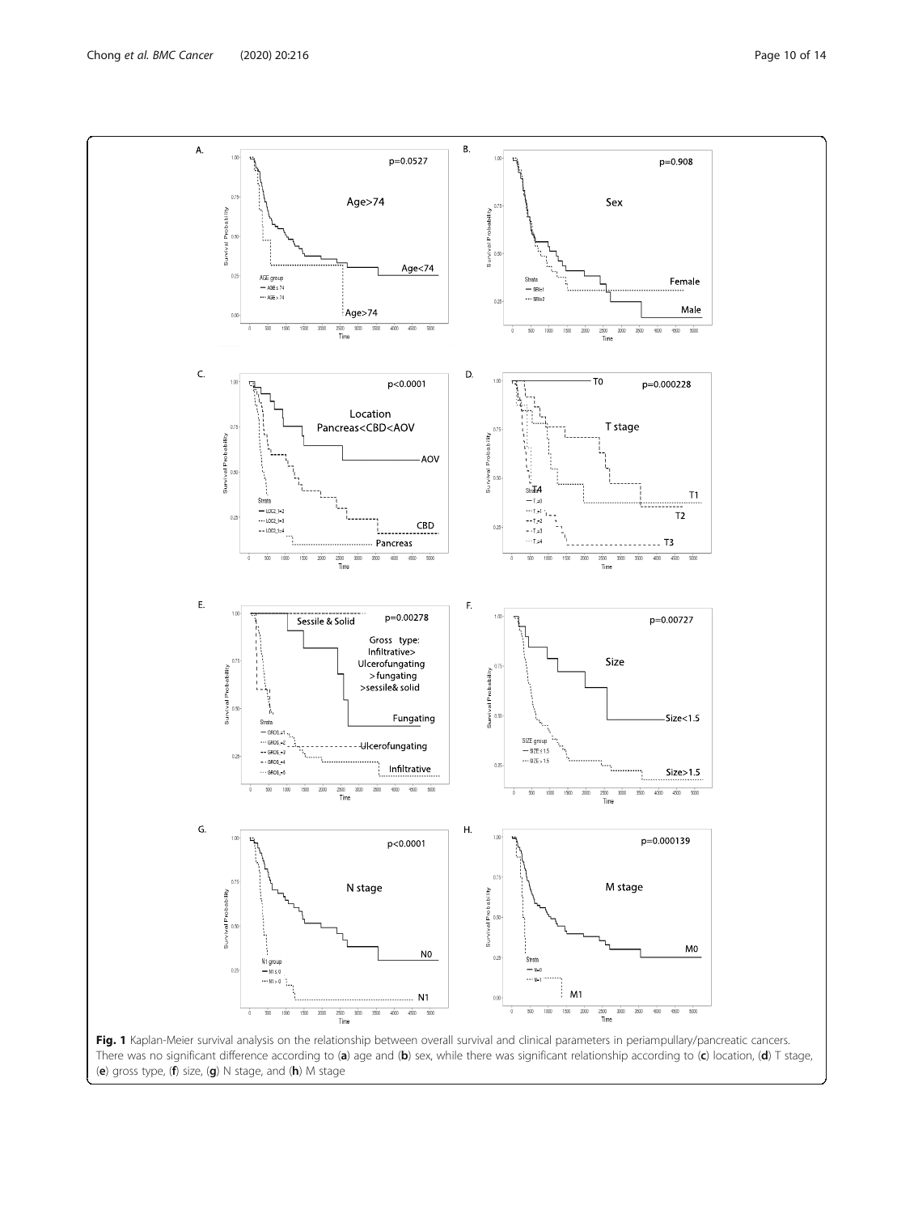**Fig. 1** Kaplan-Meier survival analysis on the relationship between overall survival and clinical parameters in periampullary/pancreatic cancers. There was no significant difference according to (**a**) age and (**b**) sex, while there was significant relationship according to (**c**) location, (**d**) T stage, (**e**) gross type, (**f**) size, (**g**) N stage, and (**h**) M stage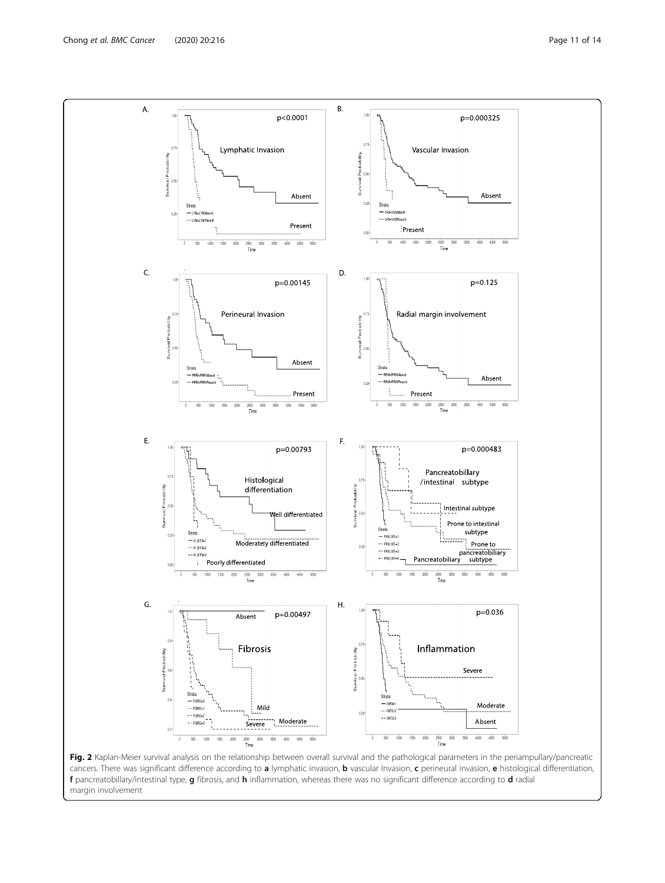**Fig. 2** Kaplan-Meier survival analysis on the relationship between overall survival and the pathological parameters in the periampullary/pancreatic cancers. There was significant difference according to **a** lymphatic invasion, **b** vascular Invasion, **c** perineural invasion, **e** histological differentiation, **f** pancreatobillary/intestinal type, **g** fibrosis, and **h** inflammation, whereas there was no significant difference according to **d** radial margin involvement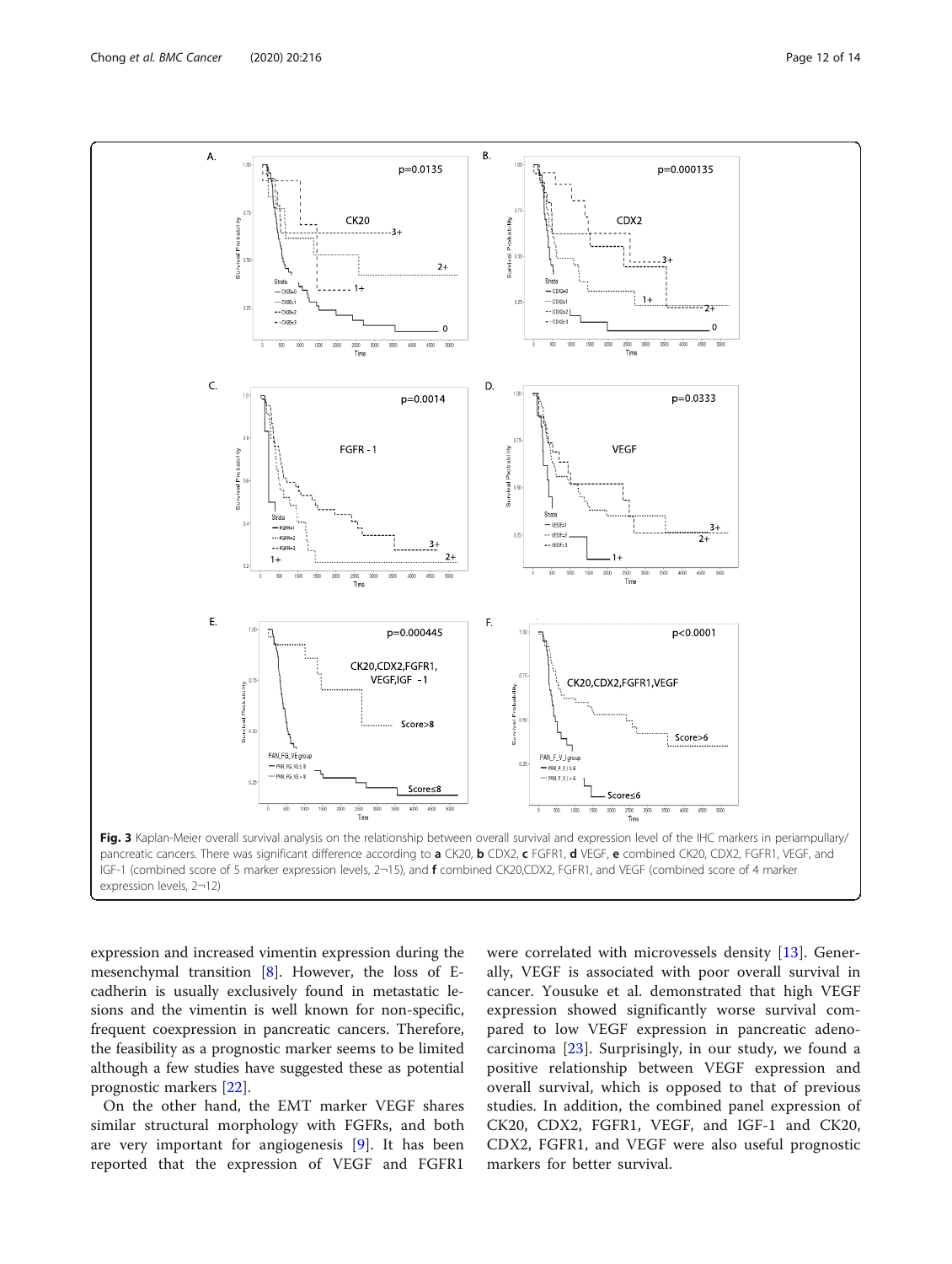Fig. 3 Kaplan-Meier overall survival analysis on the relationship between overall survival and expression level of the IHC markers in periampullary/pancreatic cancers. There was significant difference according to **a** CK20, **b** CDX2, **c** FGFR1, **d** VEGF, **e** combined CK20, CDX2, FGFR1, VEGF, and IGF-1 (combined score of 5 marker expression levels, 2¬15), and **f** combined CK20,CDX2, FGFR1, and VEGF (combined score of 4 marker expression levels, 2¬12)

expression and increased vimentin expression during the mesenchymal transition [8]. However, the loss of E-cadherin is usually exclusively found in metastatic lesions and the vimentin is well known for non-specific, frequent coexpression in pancreatic cancers. Therefore, the feasibility as a prognostic marker seems to be limited although a few studies have suggested these as potential prognostic markers [22].

On the other hand, the EMT marker VEGF shares similar structural morphology with FGFRs, and both are very important for angiogenesis [9]. It has been reported that the expression of VEGF and FGFR1 were correlated with microvessels density [13]. Generally, VEGF is associated with poor overall survival in cancer. Yousuke et al. demonstrated that high VEGF expression showed significantly worse survival compared to low VEGF expression in pancreatic adenocarcinoma [23]. Surprisingly, in our study, we found a positive relationship between VEGF expression and overall survival, which is opposed to that of previous studies. In addition, the combined panel expression of CK20, CDX2, FGFR1, VEGF, and IGF-1 and CK20, CDX2, FGFR1, and VEGF were also useful prognostic markers for better survival.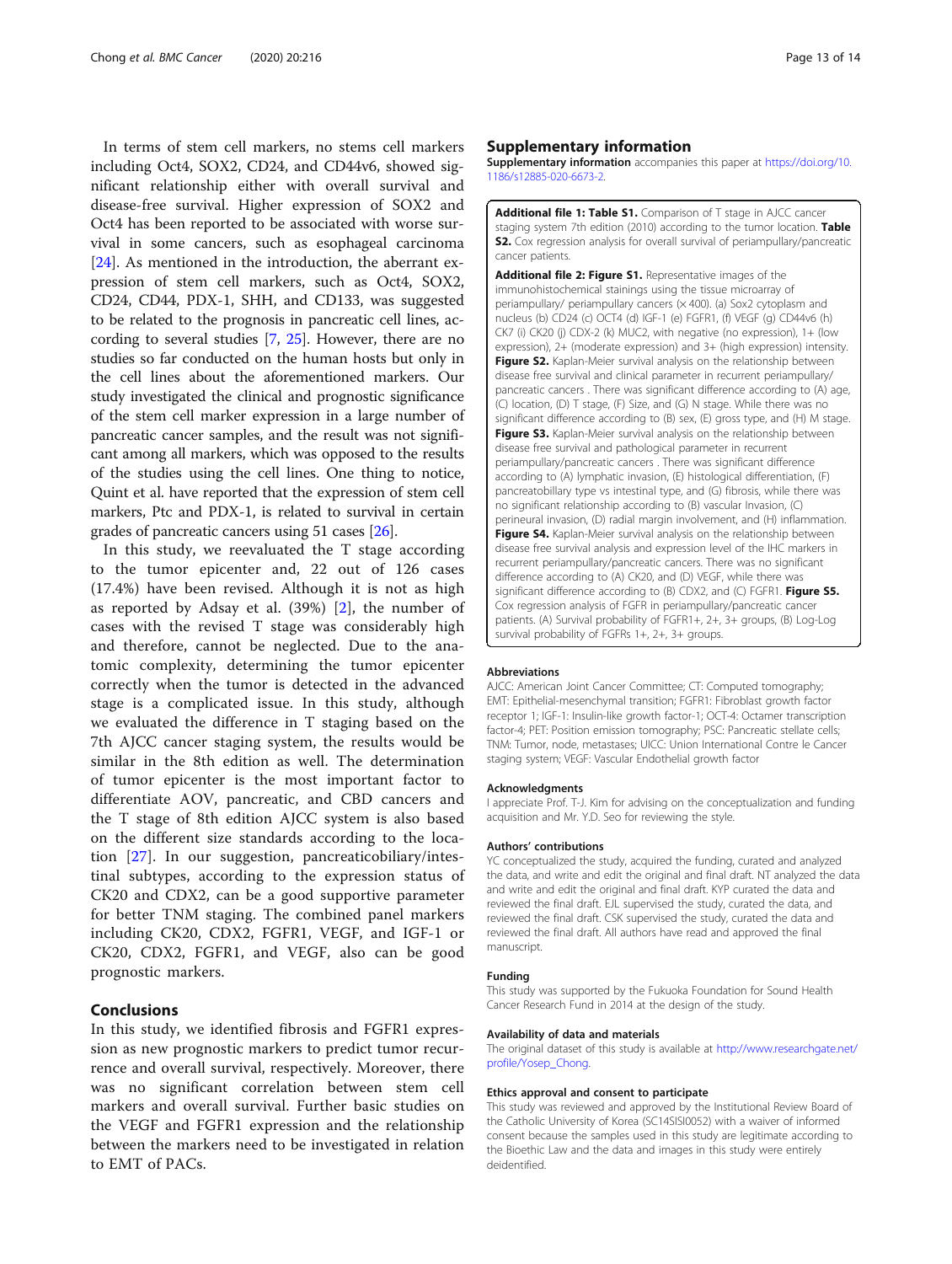In terms of stem cell markers, no stems cell markers including Oct4, SOX2, CD24, and CD44v6, showed significant relationship either with overall survival and disease-free survival. Higher expression of SOX2 and Oct4 has been reported to be associated with worse survival in some cancers, such as esophageal carcinoma [24]. As mentioned in the introduction, the aberrant expression of stem cell markers, such as Oct4, SOX2, CD24, CD44, PDX-1, SHH, and CD133, was suggested to be related to the prognosis in pancreatic cell lines, according to several studies [7, 25]. However, there are no studies so far conducted on the human hosts but only in the cell lines about the aforementioned markers. Our study investigated the clinical and prognostic significance of the stem cell marker expression in a large number of pancreatic cancer samples, and the result was not significant among all markers, which was opposed to the results of the studies using the cell lines. One thing to notice, Quint et al. have reported that the expression of stem cell markers, Ptc and PDX-1, is related to survival in certain grades of pancreatic cancers using 51 cases [26].

In this study, we reevaluated the T stage according to the tumor epicenter and, 22 out of 126 cases (17.4%) have been revised. Although it is not as high as reported by Adsay et al. (39%) [2], the number of cases with the revised T stage was considerably high and therefore, cannot be neglected. Due to the anatomic complexity, determining the tumor epicenter correctly when the tumor is detected in the advanced stage is a complicated issue. In this study, although we evaluated the difference in T staging based on the 7th AJCC cancer staging system, the results would be similar in the 8th edition as well. The determination of tumor epicenter is the most important factor to differentiate AOV, pancreatic, and CBD cancers and the T stage of 8th edition AJCC system is also based on the different size standards according to the location [27]. In our suggestion, pancreaticobiliary/intestinal subtypes, according to the expression status of CK20 and CDX2, can be a good supportive parameter for better TNM staging. The combined panel markers including CK20, CDX2, FGFR1, VEGF, and IGF-1 or CK20, CDX2, FGFR1, and VEGF, also can be good prognostic markers.

## Conclusions

In this study, we identified fibrosis and FGFR1 expression as new prognostic markers to predict tumor recurrence and overall survival, respectively. Moreover, there was no significant correlation between stem cell markers and overall survival. Further basic studies on the VEGF and FGFR1 expression and the relationship between the markers need to be investigated in relation to EMT of PACs.

## Supplementary information

**Supplementary information** accompanies this paper at https://doi.org/10.1186/s12885-020-6673-2.

**Additional file 1: Table S1.** Comparison of T stage in AJCC cancer staging system 7th edition (2010) according to the tumor location. **Table S2.** Cox regression analysis for overall survival of periampullary/pancreatic cancer patients.

**Additional file 2: Figure S1.** Representative images of the immunohistochemical stainings using the tissue microarray of periampullary/ periampullary cancers (× 400). (a) Sox2 cytoplasm and nucleus (b) CD24 (c) OCT4 (d) IGF-1 (e) FGFR1, (f) VEGF (g) CD44v6 (h) CK7 (i) CK20 (j) CDX-2 (k) MUC2, with negative (no expression), 1+ (low expression), 2+ (moderate expression) and 3+ (high expression) intensity. **Figure S2.** Kaplan-Meier survival analysis on the relationship between disease free survival and clinical parameter in recurrent periampullary/ pancreatic cancers . There was significant difference according to (A) age, (C) location, (D) T stage, (F) Size, and (G) N stage. While there was no significant difference according to (B) sex, (E) gross type, and (H) M stage. **Figure S3.** Kaplan-Meier survival analysis on the relationship between disease free survival and pathological parameter in recurrent periampullary/pancreatic cancers . There was significant difference according to (A) lymphatic invasion, (E) histological differentiation, (F) pancreatobillary type vs intestinal type, and (G) fibrosis, while there was no significant relationship according to (B) vascular Invasion, (C) perineural invasion, (D) radial margin involvement, and (H) inflammation. **Figure S4.** Kaplan-Meier survival analysis on the relationship between disease free survival analysis and expression level of the IHC markers in recurrent periampullary/pancreatic cancers. There was no significant difference according to (A) CK20, and (D) VEGF, while there was significant difference according to (B) CDX2, and (C) FGFR1. **Figure S5.** Cox regression analysis of FGFR in periampullary/pancreatic cancer patients. (A) Survival probability of FGFR1+, 2+, 3+ groups, (B) Log-Log survival probability of FGFRs 1+, 2+, 3+ groups.

### Abbreviations

AJCC: American Joint Cancer Committee; CT: Computed tomography; EMT: Epithelial-mesenchymal transition; FGFR1: Fibroblast growth factor receptor 1; IGF-1: Insulin-like growth factor-1; OCT-4: Octamer transcription factor-4; PET: Position emission tomography; PSC: Pancreatic stellate cells; TNM: Tumor, node, metastases; UICC: Union International Contre le Cancer staging system; VEGF: Vascular Endothelial growth factor

### Acknowledgments

I appreciate Prof. T-J. Kim for advising on the conceptualization and funding acquisition and Mr. Y.D. Seo for reviewing the style.

### Authors' contributions

YC conceptualized the study, acquired the funding, curated and analyzed the data, and write and edit the original and final draft. NT analyzed the data and write and edit the original and final draft. KYP curated the data and reviewed the final draft. EJL supervised the study, curated the data, and reviewed the final draft. CSK supervised the study, curated the data and reviewed the final draft. All authors have read and approved the final manuscript.

### Funding

This study was supported by the Fukuoka Foundation for Sound Health Cancer Research Fund in 2014 at the design of the study.

### Availability of data and materials

The original dataset of this study is available at http://www.researchgate.net/profile/Yosep_Chong.

### Ethics approval and consent to participate

This study was reviewed and approved by the Institutional Review Board of the Catholic University of Korea (SC14SISI0052) with a waiver of informed consent because the samples used in this study are legitimate according to the Bioethic Law and the data and images in this study were entirely deidentified.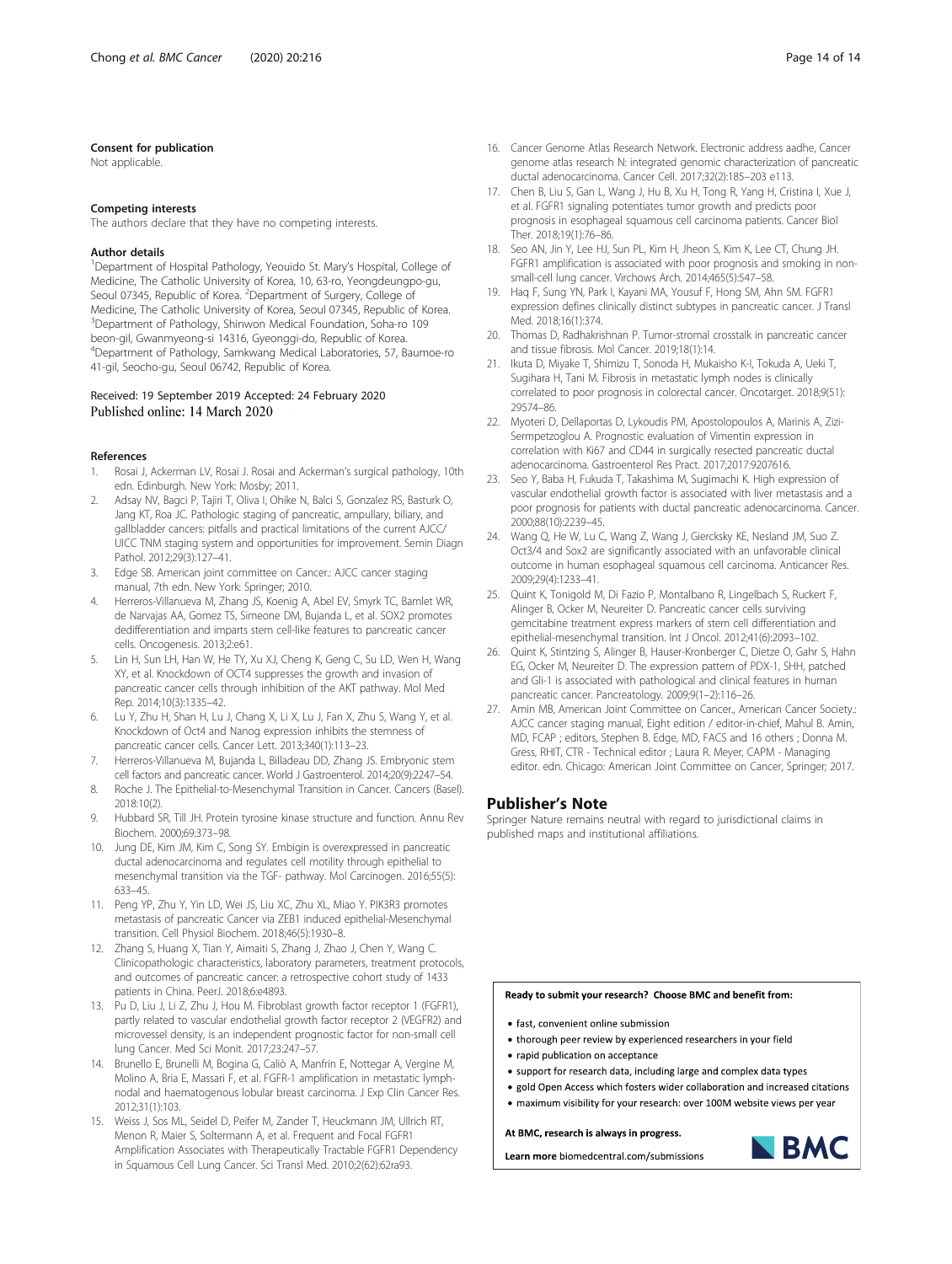### Consent for publication

Not applicable.

### Competing interests

The authors declare that they have no competing interests.

### Author details

[1]Department of Hospital Pathology, Yeouido St. Mary's Hospital, College of Medicine, The Catholic University of Korea, 10, 63-ro, Yeongdeungpo-gu, Seoul 07345, Republic of Korea. [2]Department of Surgery, College of Medicine, The Catholic University of Korea, Seoul 07345, Republic of Korea. [3]Department of Pathology, Shinwon Medical Foundation, Soha-ro 109 beon-gil, Gwanmyeong-si 14316, Gyeonggi-do, Republic of Korea. [4]Department of Pathology, Samkwang Medical Laboratories, 57, Baumoe-ro 41-gil, Seocho-gu, Seoul 06742, Republic of Korea.

Received: 19 September 2019 Accepted: 24 February 2020
Published online: 14 March 2020

### References

1. Rosai J, Ackerman LV, Rosai J. Rosai and Ackerman's surgical pathology, 10th edn. Edinburgh. New York: Mosby; 2011.
2. Adsay NV, Bagci P, Tajiri T, Oliva I, Ohike N, Balci S, Gonzalez RS, Basturk O, Jang KT, Roa JC. Pathologic staging of pancreatic, ampullary, biliary, and gallbladder cancers: pitfalls and practical limitations of the current AJCC/UICC TNM staging system and opportunities for improvement. Semin Diagn Pathol. 2012;29(3):127–41.
3. Edge SB. American joint committee on Cancer.: AJCC cancer staging manual, 7th edn. New York: Springer; 2010.
4. Herreros-Villanueva M, Zhang JS, Koenig A, Abel EV, Smyrk TC, Bamlet WR, de Narvajas AA, Gomez TS, Simeone DM, Bujanda L, et al. SOX2 promotes dedifferentiation and imparts stem cell-like features to pancreatic cancer cells. Oncogenesis. 2013;2:e61.
5. Lin H, Sun LH, Han W, He TY, Xu XJ, Cheng K, Geng C, Su LD, Wen H, Wang XY, et al. Knockdown of OCT4 suppresses the growth and invasion of pancreatic cancer cells through inhibition of the AKT pathway. Mol Med Rep. 2014;10(3):1335–42.
6. Lu Y, Zhu H, Shan H, Lu J, Chang X, Li X, Lu J, Fan X, Zhu S, Wang Y, et al. Knockdown of Oct4 and Nanog expression inhibits the stemness of pancreatic cancer cells. Cancer Lett. 2013;340(1):113–23.
7. Herreros-Villanueva M, Bujanda L, Billadeau DD, Zhang JS. Embryonic stem cell factors and pancreatic cancer. World J Gastroenterol. 2014;20(9):2247–54.
8. Roche J. The Epithelial-to-Mesenchymal Transition in Cancer. Cancers (Basel). 2018:10(2).
9. Hubbard SR, Till JH. Protein tyrosine kinase structure and function. Annu Rev Biochem. 2000;69:373–98.
10. Jung DE, Kim JM, Kim C, Song SY. Embigin is overexpressed in pancreatic ductal adenocarcinoma and regulates cell motility through epithelial to mesenchymal transition via the TGF- pathway. Mol Carcinogen. 2016;55(5): 633–45.
11. Peng YP, Zhu Y, Yin LD, Wei JS, Liu XC, Zhu XL, Miao Y. PIK3R3 promotes metastasis of pancreatic Cancer via ZEB1 induced epithelial-Mesenchymal transition. Cell Physiol Biochem. 2018;46(5):1930–8.
12. Zhang S, Huang X, Tian Y, Aimaiti S, Zhang J, Zhao J, Chen Y, Wang C. Clinicopathologic characteristics, laboratory parameters, treatment protocols, and outcomes of pancreatic cancer: a retrospective cohort study of 1433 patients in China. PeerJ. 2018;6:e4893.
13. Pu D, Liu J, Li Z, Zhu J, Hou M. Fibroblast growth factor receptor 1 (FGFR1), partly related to vascular endothelial growth factor receptor 2 (VEGFR2) and microvessel density, is an independent prognostic factor for non-small cell lung Cancer. Med Sci Monit. 2017;23:247–57.
14. Brunello E, Brunelli M, Bogina G, Caliò A, Manfrin E, Nottegar A, Vergine M, Molino A, Bria E, Massari F, et al. FGFR-1 amplification in metastatic lymph-nodal and haematogenous lobular breast carcinoma. J Exp Clin Cancer Res. 2012;31(1):103.
15. Weiss J, Sos ML, Seidel D, Peifer M, Zander T, Heuckmann JM, Ullrich RT, Menon R, Maier S, Soltermann A, et al. Frequent and Focal FGFR1 Amplification Associates with Therapeutically Tractable FGFR1 Dependency in Squamous Cell Lung Cancer. Sci Transl Med. 2010;2(62):62ra93.
16. Cancer Genome Atlas Research Network. Electronic address aadhe, Cancer genome atlas research N: integrated genomic characterization of pancreatic ductal adenocarcinoma. Cancer Cell. 2017;32(2):185–203 e113.
17. Chen B, Liu S, Gan L, Wang J, Hu B, Xu H, Tong R, Yang H, Cristina I, Xue J, et al. FGFR1 signaling potentiates tumor growth and predicts poor prognosis in esophageal squamous cell carcinoma patients. Cancer Biol Ther. 2018;19(1):76–86.
18. Seo AN, Jin Y, Lee HJ, Sun PL, Kim H, Jheon S, Kim K, Lee CT, Chung JH. FGFR1 amplification is associated with poor prognosis and smoking in non-small-cell lung cancer. Virchows Arch. 2014;465(5):547–58.
19. Haq F, Sung YN, Park I, Kayani MA, Yousuf F, Hong SM, Ahn SM. FGFR1 expression defines clinically distinct subtypes in pancreatic cancer. J Transl Med. 2018;16(1):374.
20. Thomas D, Radhakrishnan P. Tumor-stromal crosstalk in pancreatic cancer and tissue fibrosis. Mol Cancer. 2019;18(1):14.
21. Ikuta D, Miyake T, Shimizu T, Sonoda H, Mukaisho K-I, Tokuda A, Ueki T, Sugihara H, Tani M. Fibrosis in metastatic lymph nodes is clinically correlated to poor prognosis in colorectal cancer. Oncotarget. 2018;9(51): 29574–86.
22. Myoteri D, Dellaportas D, Lykoudis PM, Apostolopoulos A, Marinis A, Zizi-Sermpetzoglou A. Prognostic evaluation of Vimentin expression in correlation with Ki67 and CD44 in surgically resected pancreatic ductal adenocarcinoma. Gastroenterol Res Pract. 2017;2017:9207616.
23. Seo Y, Baba H, Fukuda T, Takashima M, Sugimachi K. High expression of vascular endothelial growth factor is associated with liver metastasis and a poor prognosis for patients with ductal pancreatic adenocarcinoma. Cancer. 2000;88(10):2239–45.
24. Wang Q, He W, Lu C, Wang Z, Wang J, Giercksky KE, Nesland JM, Suo Z. Oct3/4 and Sox2 are significantly associated with an unfavorable clinical outcome in human esophageal squamous cell carcinoma. Anticancer Res. 2009;29(4):1233–41.
25. Quint K, Tonigold M, Di Fazio P, Montalbano R, Lingelbach S, Ruckert F, Alinger B, Ocker M, Neureiter D. Pancreatic cancer cells surviving gemcitabine treatment express markers of stem cell differentiation and epithelial-mesenchymal transition. Int J Oncol. 2012;41(6):2093–102.
26. Quint K, Stintzing S, Alinger B, Hauser-Kronberger C, Dietze O, Gahr S, Hahn EG, Ocker M, Neureiter D. The expression pattern of PDX-1, SHH, patched and Gli-1 is associated with pathological and clinical features in human pancreatic cancer. Pancreatology. 2009;9(1–2):116–26.
27. Amin MB, American Joint Committee on Cancer., American Cancer Society.: AJCC cancer staging manual, Eight edition / editor-in-chief, Mahul B. Amin, MD, FCAP ; editors, Stephen B. Edge, MD, FACS and 16 others ; Donna M. Gress, RHIT, CTR - Technical editor ; Laura R. Meyer, CAPM - Managing editor. edn. Chicago: American Joint Committee on Cancer, Springer; 2017.

## Publisher's Note

Springer Nature remains neutral with regard to jurisdictional claims in published maps and institutional affiliations.

**Ready to submit your research? Choose BMC and benefit from:**

- fast, convenient online submission
- thorough peer review by experienced researchers in your field
- rapid publication on acceptance
- support for research data, including large and complex data types
- gold Open Access which fosters wider collaboration and increased citations
- maximum visibility for your research: over 100M website views per year

**At BMC, research is always in progress.**

**Learn more** biomedcentral.com/submissions